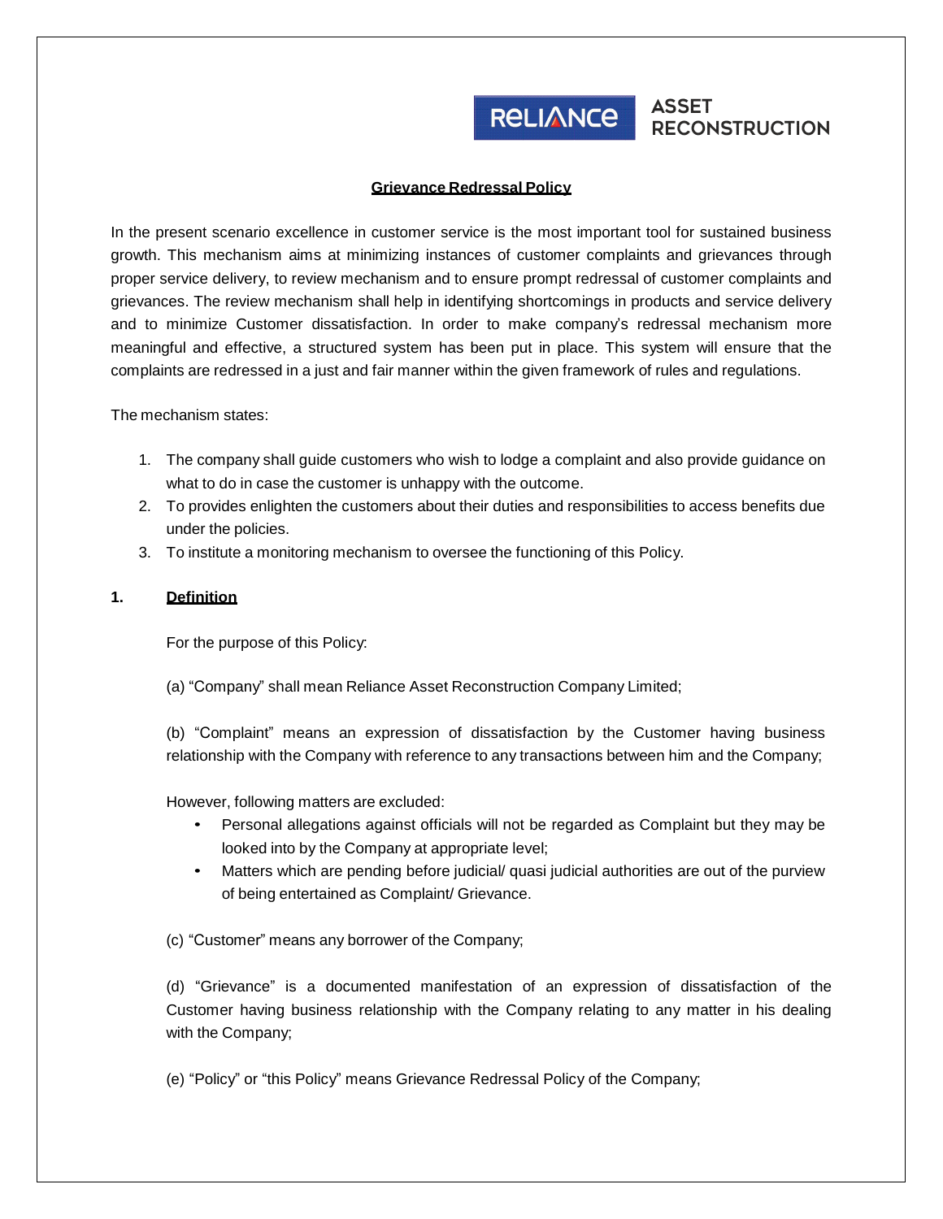# Grievance Redressal Policy

In the present scenario excellence in customer service is the most important tool for sustained business growth. This mechanism aims at minimizing instances of customer complaints and grievances through proper service delivery, to review mechanism and to ensure prompt redressal of customer complaints and grievances. The review mechanism shall help in identifying shortcomings in products and service delivery and to minimize Customer dissatisfaction. In order to make company's redressal mechanism more meaningful and effective, a structured system has been put in place. This system will ensure that the complaints are redressed in a just and fair manner within the given framework of rules and regulations.

The mechanism states:

1. The company shall guide customers who wish to lodge a complaint and also provide guidance on what to do in case the customer is unhappy with the outcome.
2. To provides enlighten the customers about their duties and responsibilities to access benefits due under the policies.
3. To institute a monitoring mechanism to oversee the functioning of this Policy.

## 1. Definition

For the purpose of this Policy:

(a) "Company" shall mean Reliance Asset Reconstruction Company Limited;

(b) "Complaint" means an expression of dissatisfaction by the Customer having business relationship with the Company with reference to any transactions between him and the Company;

However, following matters are excluded:

- Personal allegations against officials will not be regarded as Complaint but they may be looked into by the Company at appropriate level;
- Matters which are pending before judicial/ quasi judicial authorities are out of the purview of being entertained as Complaint/ Grievance.

(c) "Customer" means any borrower of the Company;

(d) "Grievance" is a documented manifestation of an expression of dissatisfaction of the Customer having business relationship with the Company relating to any matter in his dealing with the Company;

(e) "Policy" or "this Policy" means Grievance Redressal Policy of the Company;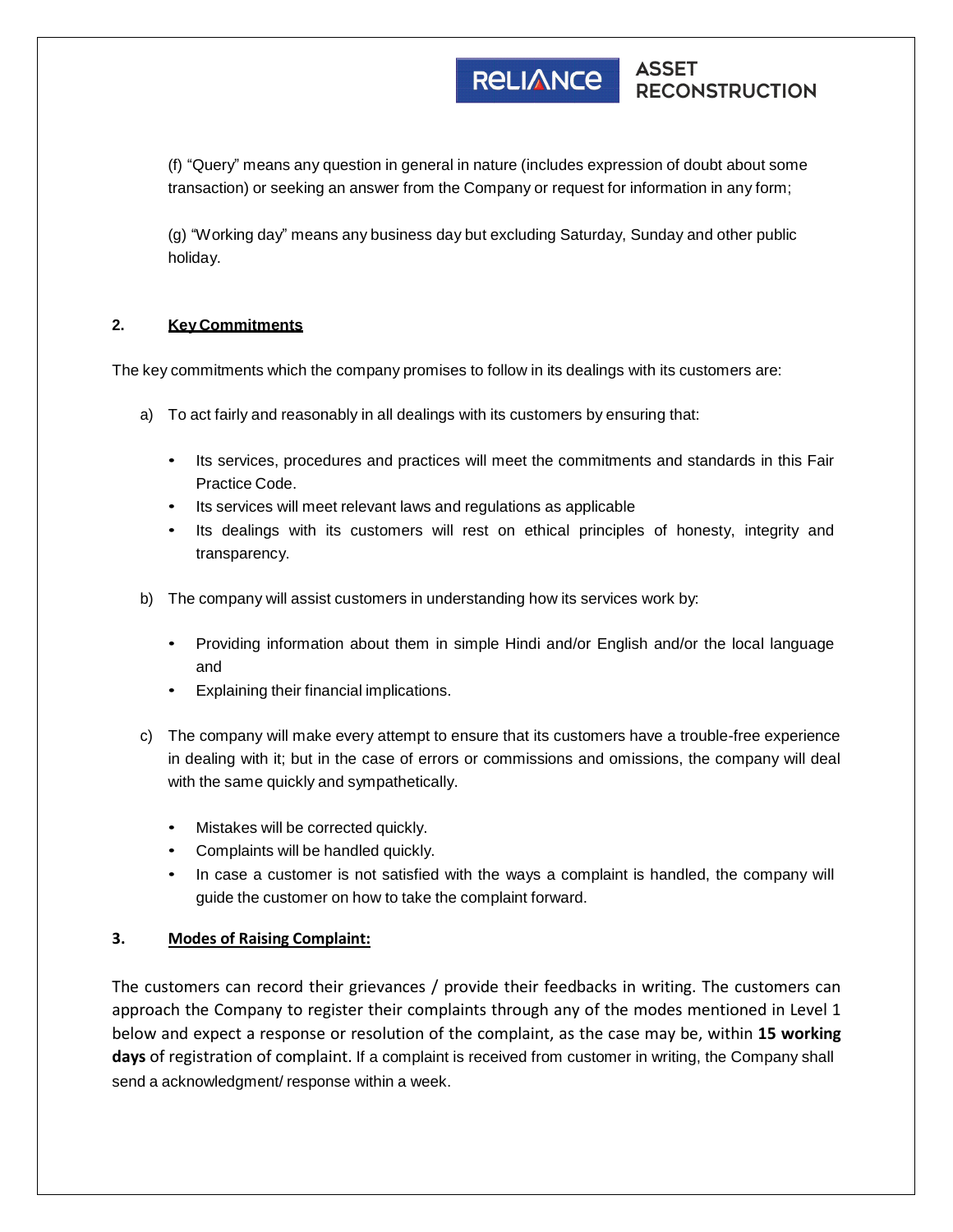(f) “Query” means any question in general in nature (includes expression of doubt about some transaction) or seeking an answer from the Company or request for information in any form;

(g) “Working day” means any business day but excluding Saturday, Sunday and other public holiday.

## 2. Key Commitments

The key commitments which the company promises to follow in its dealings with its customers are:

a) To act fairly and reasonably in all dealings with its customers by ensuring that:

- Its services, procedures and practices will meet the commitments and standards in this Fair Practice Code.
- Its services will meet relevant laws and regulations as applicable
- Its dealings with its customers will rest on ethical principles of honesty, integrity and transparency.

b) The company will assist customers in understanding how its services work by:

- Providing information about them in simple Hindi and/or English and/or the local language and
- Explaining their financial implications.

c) The company will make every attempt to ensure that its customers have a trouble-free experience in dealing with it; but in the case of errors or commissions and omissions, the company will deal with the same quickly and sympathetically.

- Mistakes will be corrected quickly.
- Complaints will be handled quickly.
- In case a customer is not satisfied with the ways a complaint is handled, the company will guide the customer on how to take the complaint forward.

## 3. Modes of Raising Complaint:

The customers can record their grievances / provide their feedbacks in writing. The customers can approach the Company to register their complaints through any of the modes mentioned in Level 1 below and expect a response or resolution of the complaint, as the case may be, within **15 working days** of registration of complaint. If a complaint is received from customer in writing, the Company shall send a acknowledgment/ response within a week.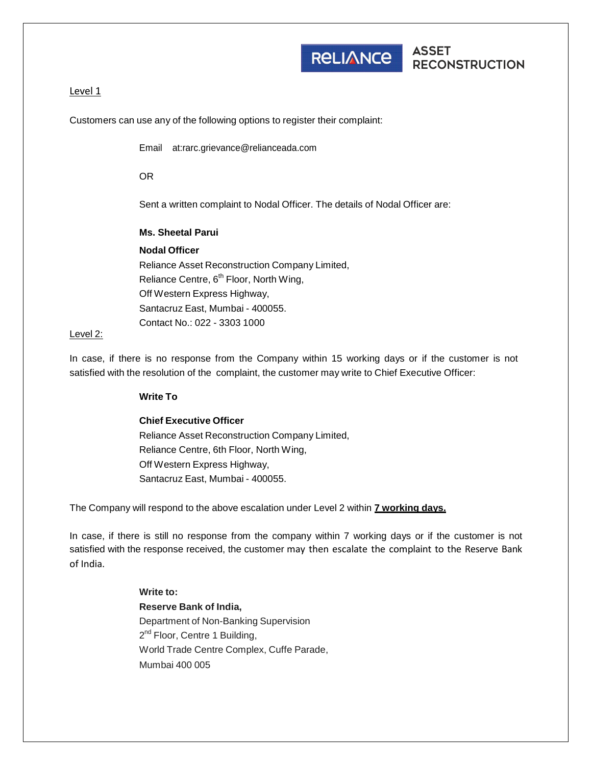Level 1

Customers can use any of the following options to register their complaint:

Email at:rarc.grievance@relianceada.com

OR

Sent a written complaint to Nodal Officer. The details of Nodal Officer are:

**Ms. Sheetal Parui**

**Nodal Officer**
Reliance Asset Reconstruction Company Limited,
Reliance Centre, 6th Floor, North Wing,
Off Western Express Highway,
Santacruz East, Mumbai - 400055.
Contact No.: 022 - 3303 1000

Level 2:

In case, if there is no response from the Company within 15 working days or if the customer is not satisfied with the resolution of the complaint, the customer may write to Chief Executive Officer:

**Write To**

**Chief Executive Officer**
Reliance Asset Reconstruction Company Limited,
Reliance Centre, 6th Floor, North Wing,
Off Western Express Highway,
Santacruz East, Mumbai - 400055.

The Company will respond to the above escalation under Level 2 within **7 working days.**

In case, if there is still no response from the company within 7 working days or if the customer is not satisfied with the response received, the customer may then escalate the complaint to the Reserve Bank of India.

**Write to:**
**Reserve Bank of India,**
Department of Non-Banking Supervision
2nd Floor, Centre 1 Building,
World Trade Centre Complex, Cuffe Parade,
Mumbai 400 005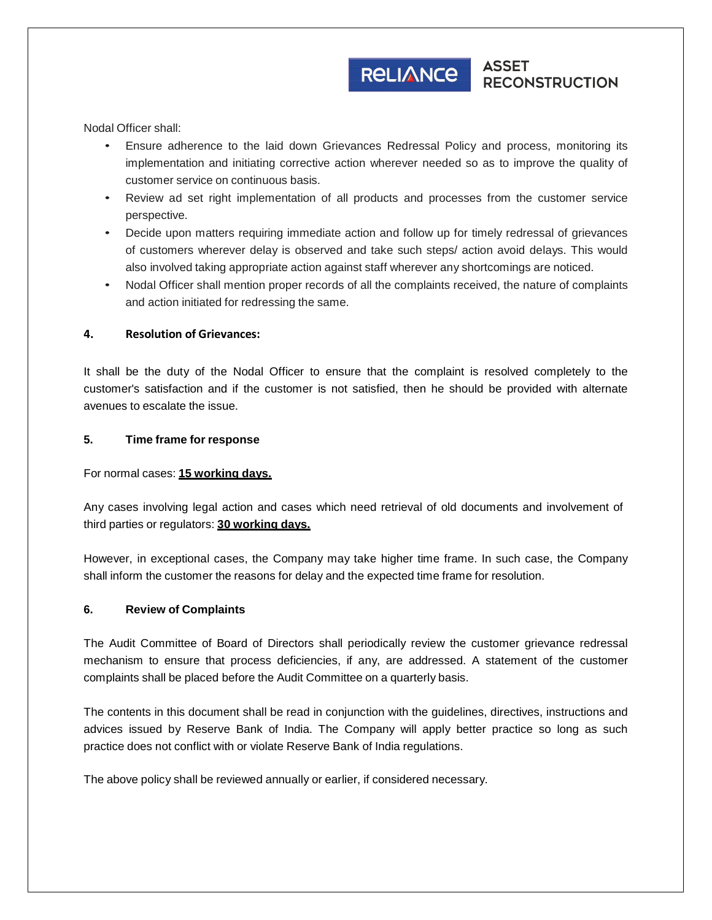Nodal Officer shall:

- Ensure adherence to the laid down Grievances Redressal Policy and process, monitoring its implementation and initiating corrective action wherever needed so as to improve the quality of customer service on continuous basis.
- Review ad set right implementation of all products and processes from the customer service perspective.
- Decide upon matters requiring immediate action and follow up for timely redressal of grievances of customers wherever delay is observed and take such steps/ action avoid delays. This would also involved taking appropriate action against staff wherever any shortcomings are noticed.
- Nodal Officer shall mention proper records of all the complaints received, the nature of complaints and action initiated for redressing the same.

## 4. Resolution of Grievances:

It shall be the duty of the Nodal Officer to ensure that the complaint is resolved completely to the customer's satisfaction and if the customer is not satisfied, then he should be provided with alternate avenues to escalate the issue.

## 5. Time frame for response

For normal cases: **15 working days.**

Any cases involving legal action and cases which need retrieval of old documents and involvement of third parties or regulators: **30 working days.**

However, in exceptional cases, the Company may take higher time frame. In such case, the Company shall inform the customer the reasons for delay and the expected time frame for resolution.

## 6. Review of Complaints

The Audit Committee of Board of Directors shall periodically review the customer grievance redressal mechanism to ensure that process deficiencies, if any, are addressed. A statement of the customer complaints shall be placed before the Audit Committee on a quarterly basis.

The contents in this document shall be read in conjunction with the guidelines, directives, instructions and advices issued by Reserve Bank of India. The Company will apply better practice so long as such practice does not conflict with or violate Reserve Bank of India regulations.

The above policy shall be reviewed annually or earlier, if considered necessary.